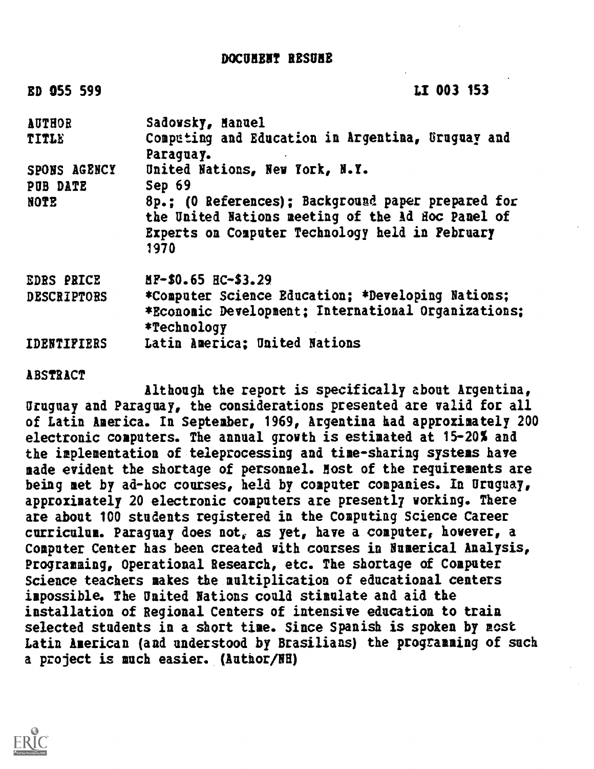# DOCUMENT RESUME

ED 055 599 LI 003 153

| | |
|---|---|
| AUTHOR | Sadowsky, Manuel |
| TITLE | Computing and Education in Argentina, Uruguay and Paraguay. |
| SPONS AGENCY | United Nations, New York, N.Y. |
| PUB DATE | Sep 69 |
| NOTE | 8p.; (0 References); Background paper prepared for the United Nations meeting of the Ad Hoc Panel of Experts on Computer Technology held in February 1970 |
| EDRS PRICE | MF-$0.65 HC-$3.29 |
| DESCRIPTORS | *Computer Science Education; *Developing Nations; *Economic Development; International Organizations; *Technology |
| IDENTIFIERS | Latin America; United Nations |

## ABSTRACT

Although the report is specifically about Argentina, Uruguay and Paraguay, the considerations presented are valid for all of Latin America. In September, 1969, Argentina had approximately 200 electronic computers. The annual growth is estimated at 15-20% and the implementation of teleprocessing and time-sharing systems have made evident the shortage of personnel. Most of the requirements are being met by ad-hoc courses, held by computer companies. In Uruguay, approximately 20 electronic computers are presently working. There are about 100 students registered in the Computing Science Career curriculum. Paraguay does not, as yet, have a computer, however, a Computer Center has been created with courses in Numerical Analysis, Programming, Operational Research, etc. The shortage of Computer Science teachers makes the multiplication of educational centers impossible. The United Nations could stimulate and aid the installation of Regional Centers of intensive education to train selected students in a short time. Since Spanish is spoken by most Latin American (and understood by Brasilians) the programming of such a project is much easier. (Author/NH)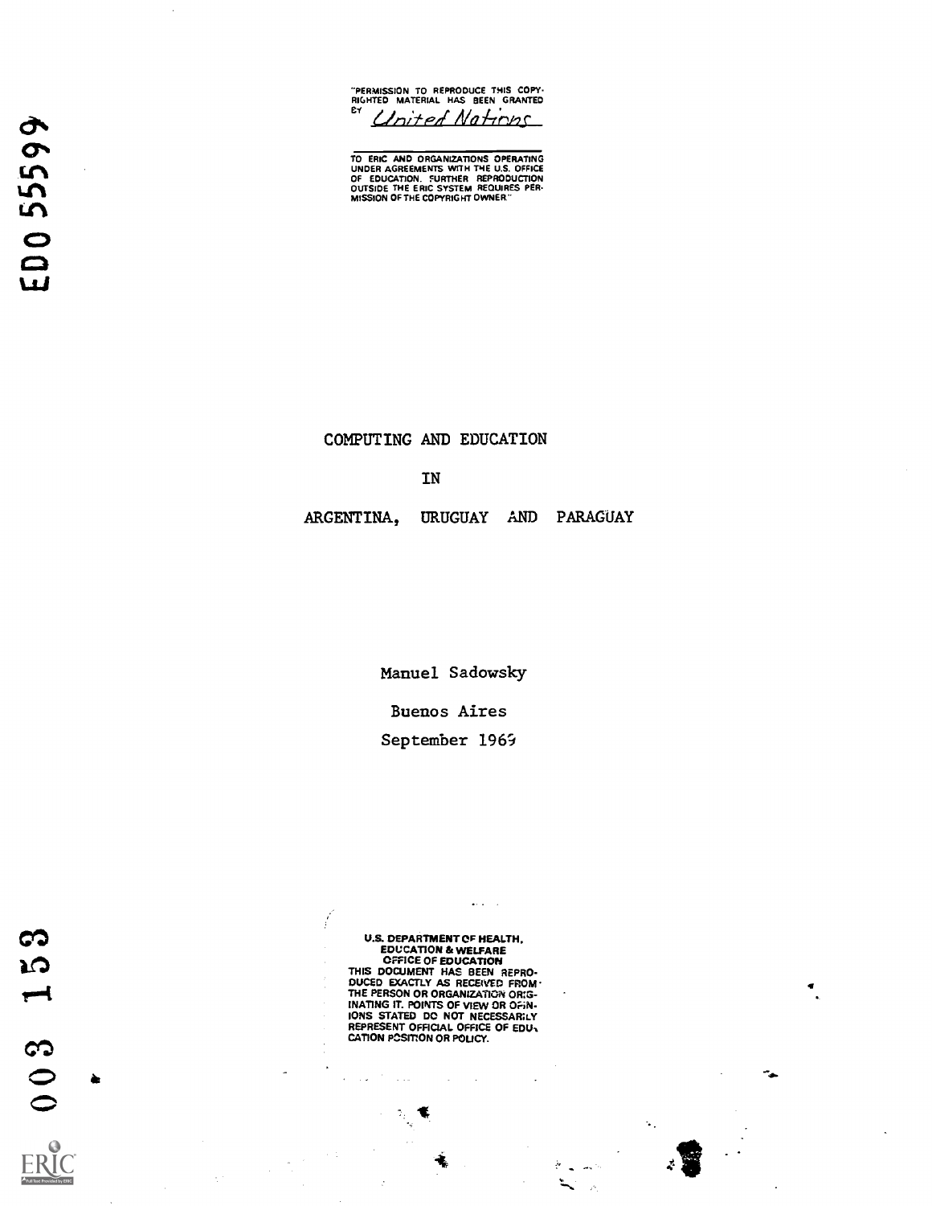"PERMISSION TO REPRODUCE THIS COPYRIGHTED MATERIAL HAS BEEN GRANTED BY United Nations

TO ERIC AND ORGANIZATIONS OPERATING UNDER AGREEMENTS WITH THE U.S. OFFICE OF EDUCATION. FURTHER REPRODUCTION OUTSIDE THE ERIC SYSTEM REQUIRES PERMISSION OF THE COPYRIGHT OWNER."

ED0 55599

# COMPUTING AND EDUCATION

# IN

# ARGENTINA, URUGUAY AND PARAGUAY

Manuel Sadowsky

Buenos Aires

September 1969

U.S. DEPARTMENT OF HEALTH, EDUCATION & WELFARE
OFFICE OF EDUCATION
THIS DOCUMENT HAS BEEN REPRODUCED EXACTLY AS RECEIVED FROM THE PERSON OR ORGANIZATION ORIGINATING IT. POINTS OF VIEW OR OPINIONS STATED DO NOT NECESSARILY REPRESENT OFFICIAL OFFICE OF EDUCATION POSITION OR POLICY.

003 153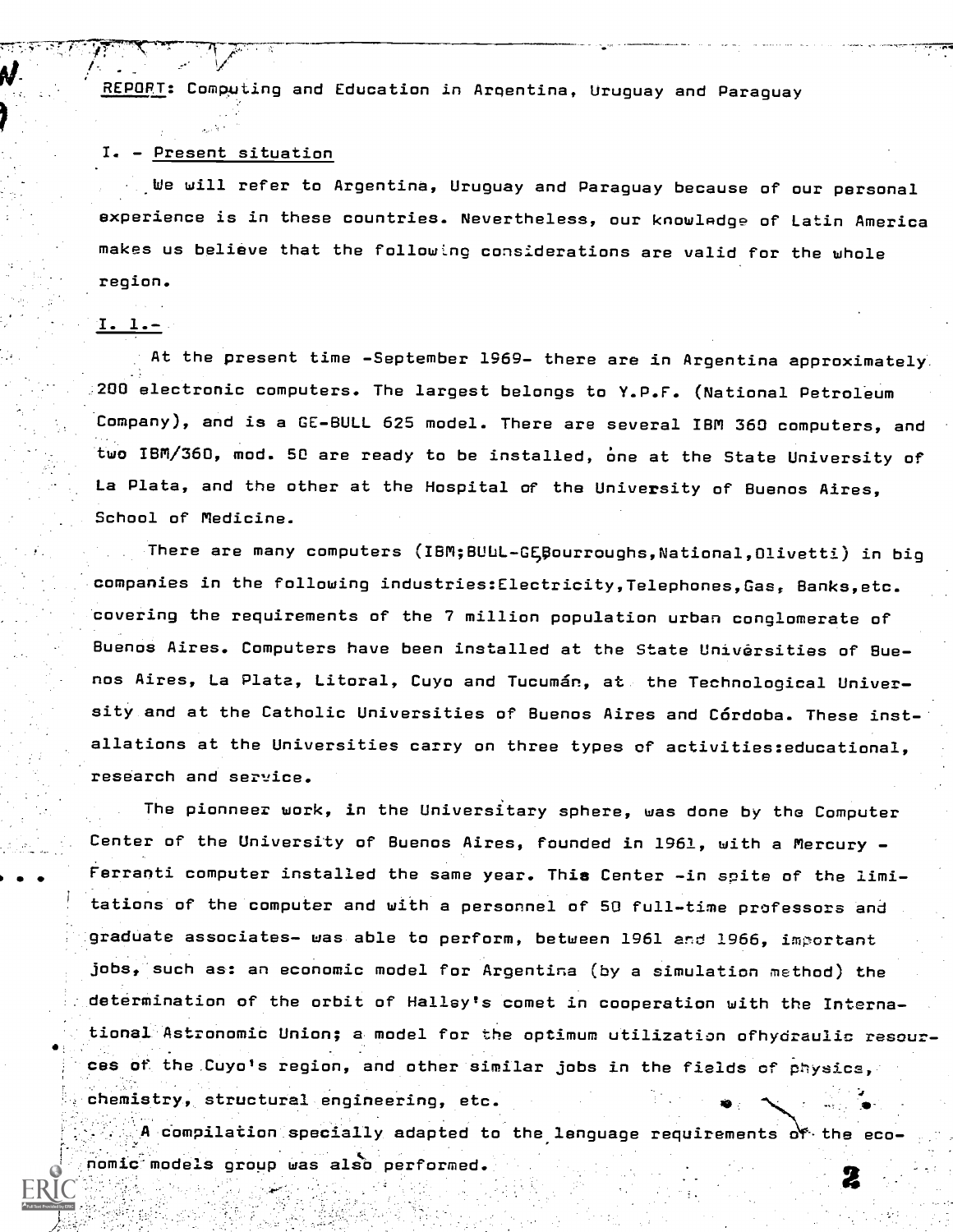REPORT: Computing and Education in Argentina, Uruguay and Paraguay

## I. - Present situation

We will refer to Argentina, Uruguay and Paraguay because of our personal experience is in these countries. Nevertheless, our knowledge of Latin America makes us believe that the following considerations are valid for the whole region.

### I. 1.-

At the present time -September 1969- there are in Argentina approximately 200 electronic computers. The largest belongs to Y.P.F. (National Petroleum Company), and is a GE-BULL 625 model. There are several IBM 360 computers, and two IBM/360, mod. 50 are ready to be installed, one at the State University of La Plata, and the other at the Hospital of the University of Buenos Aires, School of Medicine.

There are many computers (IBM;BULL-GE,Bourroughs,National,Olivetti) in big companies in the following industries:Electricity,Telephones,Gas, Banks,etc. covering the requirements of the 7 million population urban conglomerate of Buenos Aires. Computers have been installed at the State Universities of Buenos Aires, La Plata, Litoral, Cuyo and Tucumán, at the Technological University and at the Catholic Universities of Buenos Aires and Córdoba. These installations at the Universities carry on three types of activities:educational, research and service.

The pionneer work, in the Universitary sphere, was done by the Computer Center of the University of Buenos Aires, founded in 1961, with a Mercury - Ferranti computer installed the same year. This Center -in spite of the limitations of the computer and with a personnel of 50 full-time professors and graduate associates- was able to perform, between 1961 and 1966, important jobs, such as: an economic model for Argentina (by a simulation method) the determination of the orbit of Halley's comet in cooperation with the International Astronomic Union; a model for the optimum utilization ofhydraulic resources of the Cuyo's region, and other similar jobs in the fields of physics, chemistry, structural engineering, etc.

A compilation specially adapted to the language requirements of the economic models group was also performed.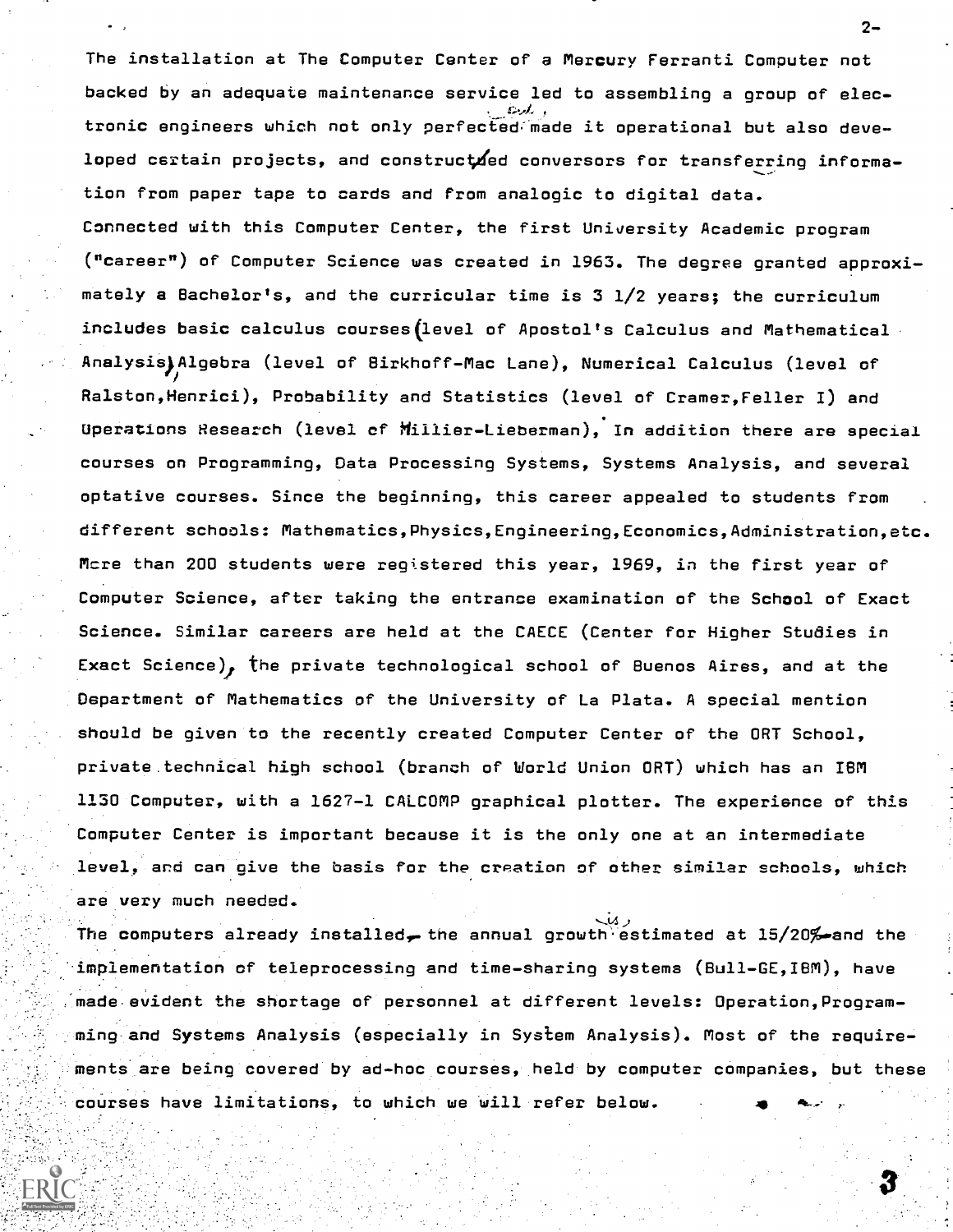The installation at The Computer Center of a Mercury Ferranti Computer not backed by an adequate maintenance service led to assembling a group of electronic engineers which not only perfected made it operational but also developed certain projects, and constructed conversors for transferring information from paper tape to cards and from analogic to digital data.

Connected with this Computer Center, the first University Academic program ("career") of Computer Science was created in 1963. The degree granted approximately a Bachelor's, and the curricular time is 3 1/2 years; the curriculum includes basic calculus courses (level of Apostol's Calculus and Mathematical Analysis) Algebra (level of Birkhoff-Mac Lane), Numerical Calculus (level of Ralston, Henrici), Probability and Statistics (level of Cramer, Feller I) and Operations Research (level of Hillier-Lieberman). In addition there are special courses on Programming, Data Processing Systems, Systems Analysis, and several optative courses. Since the beginning, this career appealed to students from different schools: Mathematics, Physics, Engineering, Economics, Administration, etc. More than 200 students were registered this year, 1969, in the first year of Computer Science, after taking the entrance examination of the School of Exact Science. Similar careers are held at the CAECE (Center for Higher Studies in Exact Science), the private technological school of Buenos Aires, and at the Department of Mathematics of the University of La Plata. A special mention should be given to the recently created Computer Center of the ORT School, private technical high school (branch of World Union ORT) which has an IBM 1130 Computer, with a 1627-1 CALCOMP graphical plotter. The experience of this Computer Center is important because it is the only one at an intermediate level, and can give the basis for the creation of other similar schools, which are very much needed.

The computers already installed, the annual growth estimated at 15/20% and the implementation of teleprocessing and time-sharing systems (Bull-GE, IBM), have made evident the shortage of personnel at different levels: Operation, Programming and Systems Analysis (especially in System Analysis). Most of the requirements are being covered by ad-hoc courses, held by computer companies, but these courses have limitations, to which we will refer below.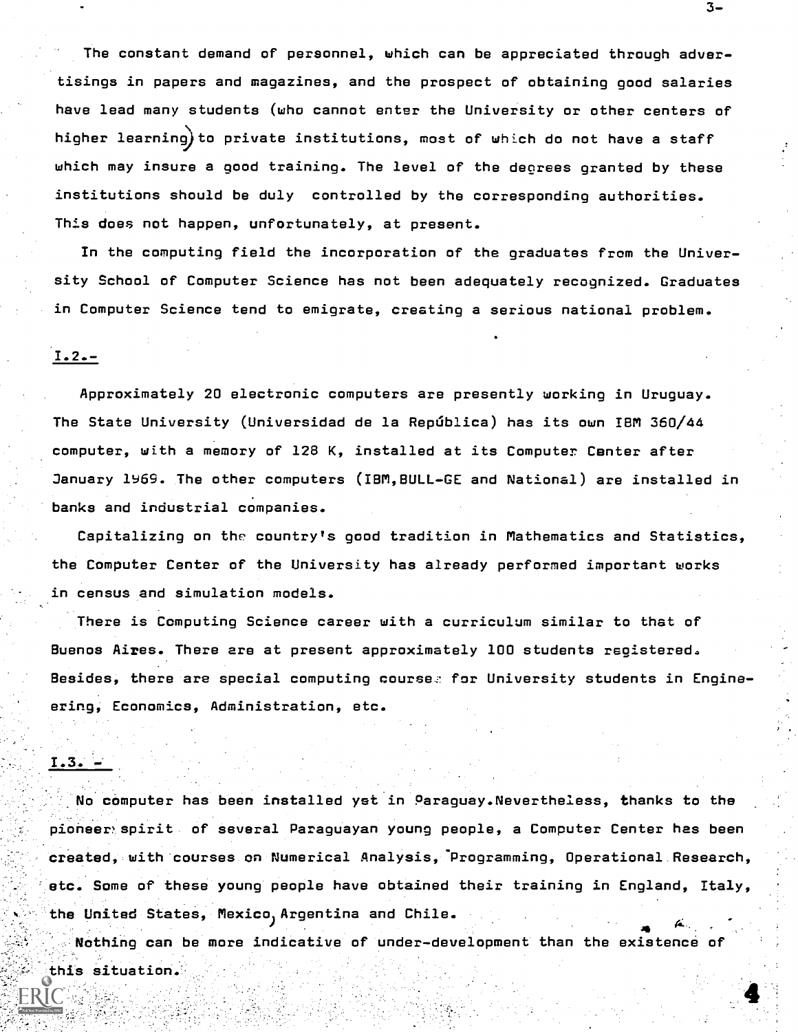The constant demand of personnel, which can be appreciated through advertisings in papers and magazines, and the prospect of obtaining good salaries have lead many students (who cannot enter the University or other centers of higher learning) to private institutions, most of which do not have a staff which may insure a good training. The level of the degrees granted by these institutions should be duly controlled by the corresponding authorities. This does not happen, unfortunately, at present.

In the computing field the incorporation of the graduates from the University School of Computer Science has not been adequately recognized. Graduates in Computer Science tend to emigrate, creating a serious national problem.

I.2.-

Approximately 20 electronic computers are presently working in Uruguay. The State University (Universidad de la República) has its own IBM 360/44 computer, with a memory of 128 K, installed at its Computer Center after January 1969. The other computers (IBM, BULL-GE and National) are installed in banks and industrial companies.

Capitalizing on the country's good tradition in Mathematics and Statistics, the Computer Center of the University has already performed important works in census and simulation models.

There is Computing Science career with a curriculum similar to that of Buenos Aires. There are at present approximately 100 students registered. Besides, there are special computing courses for University students in Engineering, Economics, Administration, etc.

I.3. -

No computer has been installed yet in Paraguay. Nevertheless, thanks to the pioneer spirit of several Paraguayan young people, a Computer Center has been created, with courses on Numerical Analysis, Programming, Operational Research, etc. Some of these young people have obtained their training in England, Italy, the United States, Mexico, Argentina and Chile.

Nothing can be more indicative of under-development than the existence of this situation.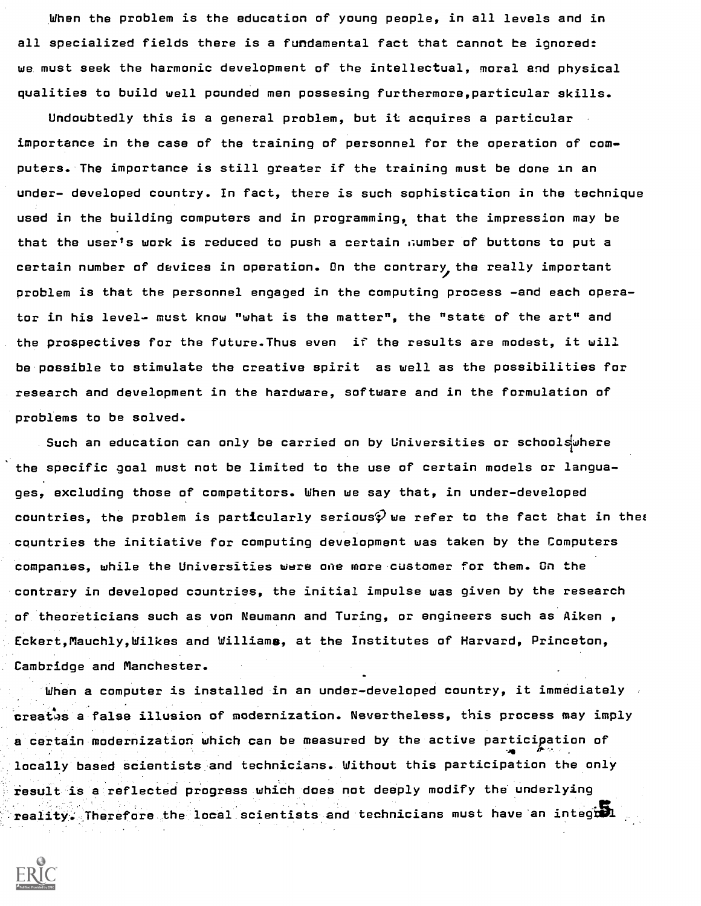When the problem is the education of young people, in all levels and in all specialized fields there is a fundamental fact that cannot be ignored: we must seek the harmonic development of the intellectual, moral and physical qualities to build well pounded men possesing furthermore,particular skills.

Undoubtedly this is a general problem, but it acquires a particular importance in the case of the training of personnel for the operation of computers. The importance is still greater if the training must be done in an under- developed country. In fact, there is such sophistication in the technique used in the building computers and in programming, that the impression may be that the user's work is reduced to push a certain number of buttons to put a certain number of devices in operation. On the contrary, the really important problem is that the personnel engaged in the computing process -and each operator in his level- must know "what is the matter", the "state of the art" and the prospectives for the future.Thus even if the results are modest, it will be possible to stimulate the creative spirit as well as the possibilities for research and development in the hardware, software and in the formulation of problems to be solved.

Such an education can only be carried on by Universities or schools where the specific goal must not be limited to the use of certain models or languages, excluding those of competitors. When we say that, in under-developed countries, the problem is particularly serious, we refer to the fact that in thes countries the initiative for computing development was taken by the Computers companies, while the Universities were one more customer for them. On the contrary in developed countries, the initial impulse was given by the research of theoreticians such as von Neumann and Turing, or engineers such as Aiken , Eckert,Mauchly,Wilkes and Williams, at the Institutes of Harvard, Princeton, Cambridge and Manchester.

When a computer is installed in an under-developed country, it immediately creates a false illusion of modernization. Nevertheless, this process may imply a certain modernization which can be measured by the active participation of locally based scientists and technicians. Without this participation the only result is a reflected progress which does not deeply modify the underlying reality. Therefore the local scientists and technicians must have an integral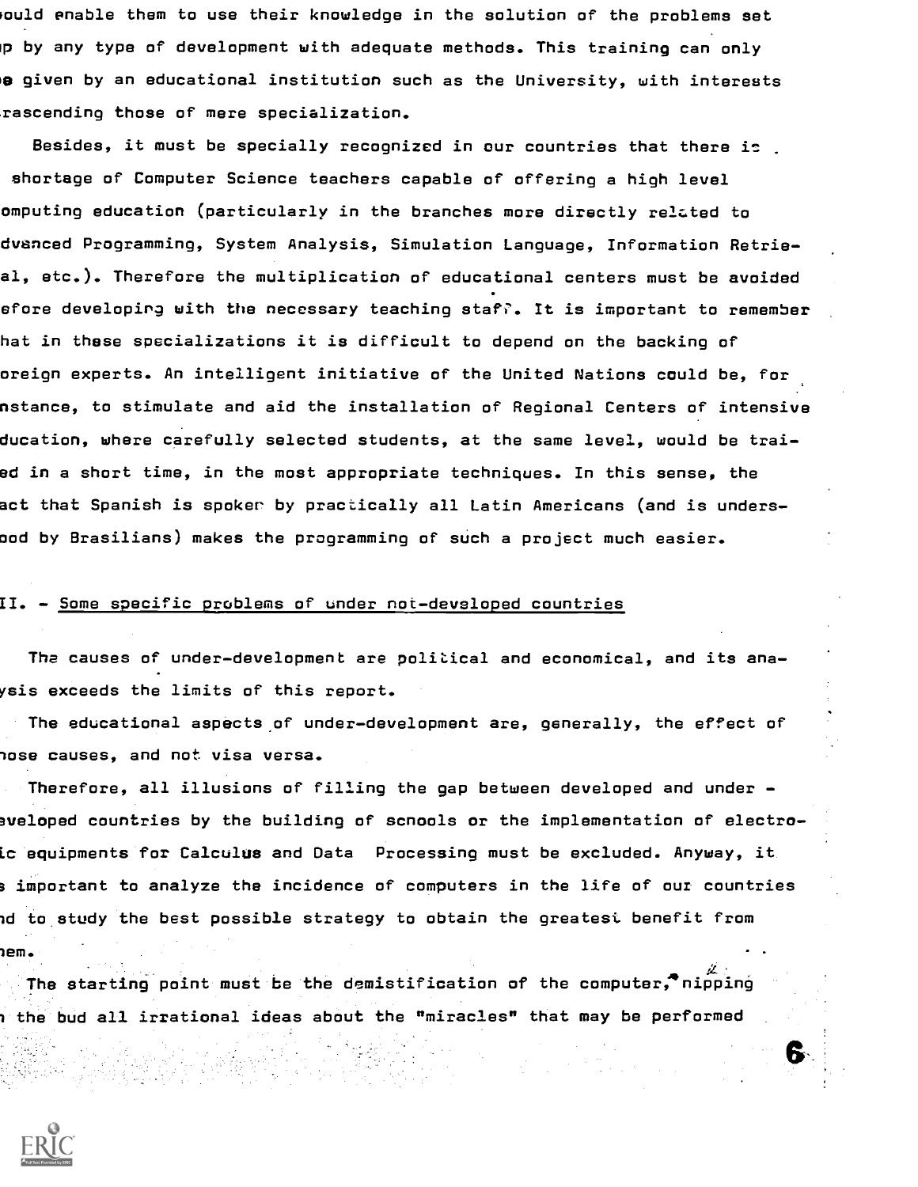would enable them to use their knowledge in the solution of the problems set up by any type of development with adequate methods. This training can only be given by an educational institution such as the University, with interests trascending those of mere specialization.

Besides, it must be specially recognized in our countries that there is a shortage of Computer Science teachers capable of offering a high level computing education (particularly in the branches more directly related to advanced Programming, System Analysis, Simulation Language, Information Retrieval, etc.). Therefore the multiplication of educational centers must be avoided before developing with the necessary teaching staff. It is important to remember that in these specializations it is difficult to depend on the backing of foreign experts. An intelligent initiative of the United Nations could be, for instance, to stimulate and aid the installation of Regional Centers of intensive education, where carefully selected students, at the same level, would be trained in a short time, in the most appropriate techniques. In this sense, the fact that Spanish is spoken by practically all Latin Americans (and is understood by Brasilians) makes the programming of such a project much easier.

## II. - Some specific problems of under not-developed countries

The causes of under-development are political and economical, and its analysis exceeds the limits of this report.

The educational aspects of under-development are, generally, the effect of those causes, and not visa versa.

Therefore, all illusions of filling the gap between developed and under - developed countries by the building of schools or the implementation of electronic equipments for Calculus and Data Processing must be excluded. Anyway, it is important to analyze the incidence of computers in the life of our countries and to study the best possible strategy to obtain the greatest benefit from them.

The starting point must be the demistification of the computer, nipping in the bud all irrational ideas about the "miracles" that may be performed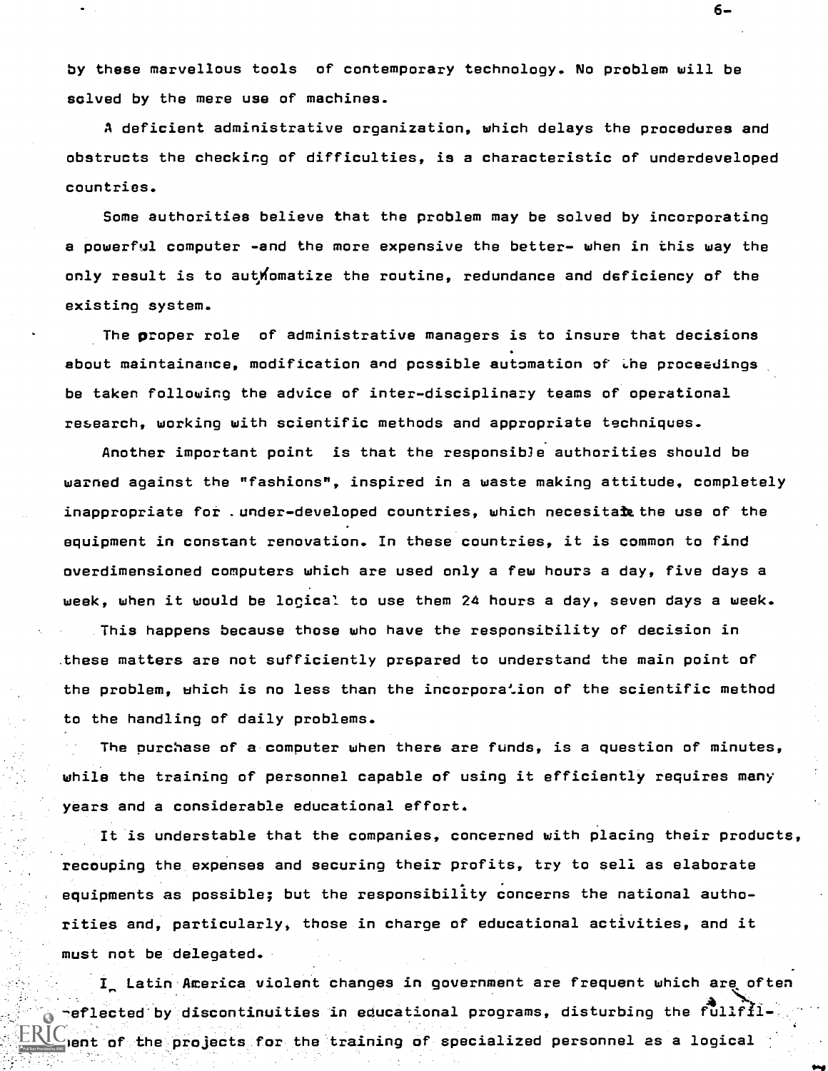by these marvellous tools of contemporary technology. No problem will be solved by the mere use of machines.

A deficient administrative organization, which delays the procedures and obstructs the checking of difficulties, is a characteristic of underdeveloped countries.

Some authorities believe that the problem may be solved by incorporating a powerful computer -and the more expensive the better- when in this way the only result is to authomatize the routine, redundance and deficiency of the existing system.

The proper role of administrative managers is to insure that decisions about maintainance, modification and possible automation of the proceedings be taken following the advice of inter-disciplinary teams of operational research, working with scientific methods and appropriate techniques.

Another important point is that the responsible authorities should be warned against the "fashions", inspired in a waste making attitude, completely inappropriate for under-developed countries, which necesitate the use of the equipment in constant renovation. In these countries, it is common to find overdimensioned computers which are used only a few hours a day, five days a week, when it would be logical to use them 24 hours a day, seven days a week.

This happens because those who have the responsibility of decision in these matters are not sufficiently prepared to understand the main point of the problem, which is no less than the incorporation of the scientific method to the handling of daily problems.

The purchase of a computer when there are funds, is a question of minutes, while the training of personnel capable of using it efficiently requires many years and a considerable educational effort.

It is understable that the companies, concerned with placing their products, recouping the expenses and securing their profits, try to sell as elaborate equipments as possible; but the responsibility concerns the national authorities and, particularly, those in charge of educational activities, and it must not be delegated.

In Latin America violent changes in government are frequent which are often reflected by discontinuities in educational programs, disturbing the fulfillment of the projects for the training of specialized personnel as a logical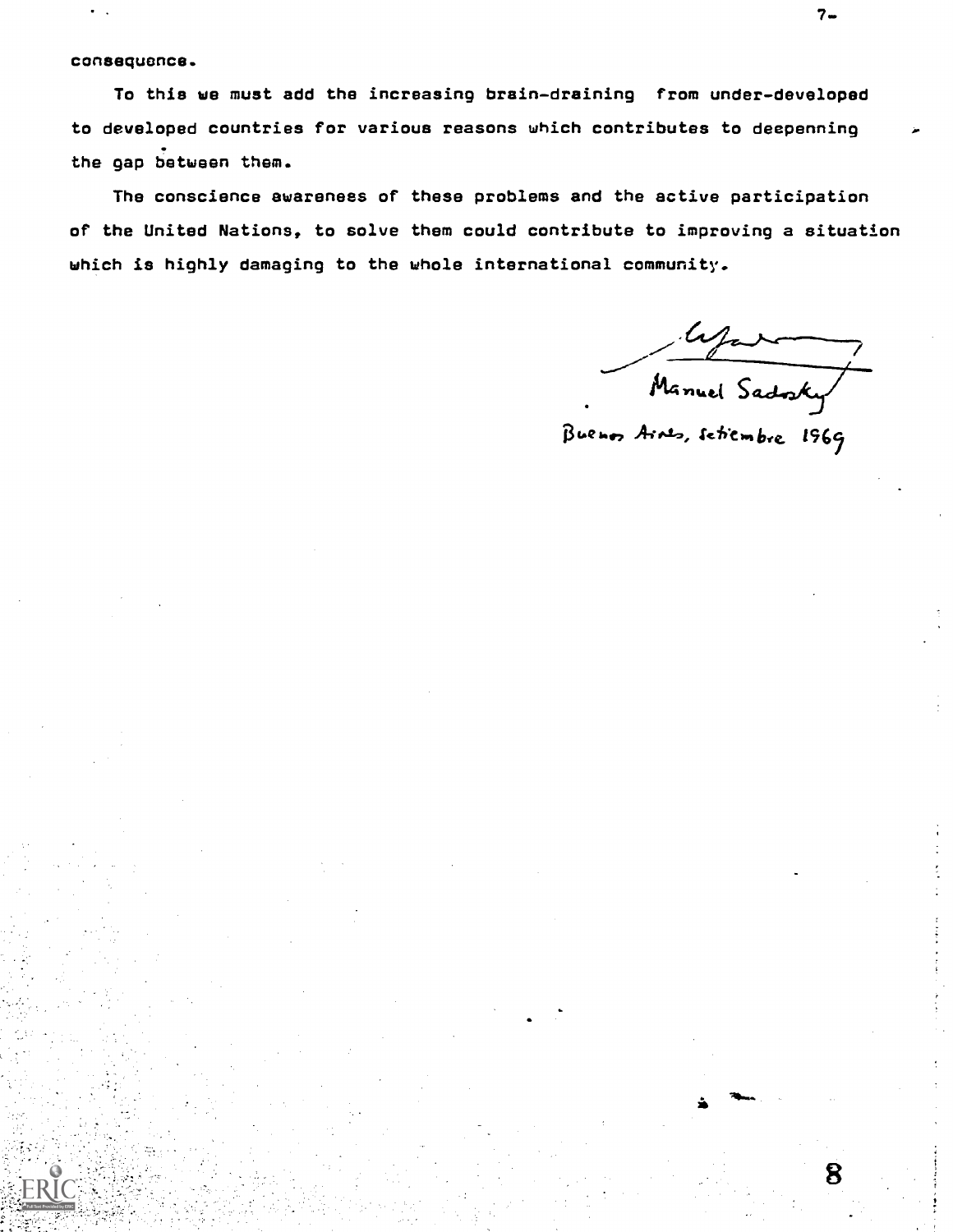consequence.

To this we must add the increasing brain-draining from under-developed to developed countries for various reasons which contributes to deepenning the gap between them.

The conscience awarenees of these problems and the active participation of the United Nations, to solve them could contribute to improving a situation which is highly damaging to the whole international community.

Manuel Sadosky

Buenos Aires, setiembre 1969